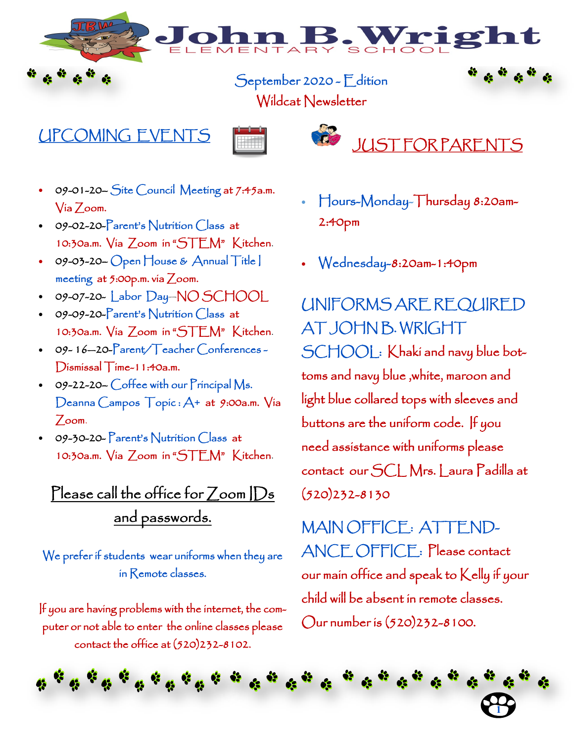# John B. Wright

ELEMENTARY SCHOOL

September 2020 - Edition

Wildcat Newsletter

## UPCOMING EVENTS

- 09-01-20- Site Council Meeting at 7:45a.m. Via Zoom.
- 09-02-20-Parent's Nutrition Class at 10:30a.m. Via Zoom in "STEM" Kitchen.
- 09-03-20- Open House & Annual Title I meeting at 5:00p.m. via Zoom.
- 09-07-20- Labor Day—NO SCHOOL
- 09-09-20-Parent's Nutrition Class at 10:30a.m. Via Zoom in "STEM" Kitchen.
- 09- 16—20-Parent/Teacher Conferences - Dismissal Time-11:40a.m.
- 09-22-20- Coffee with our Principal Ms. Deanna Campos Topic: A+ at 9:00a.m. Via Zoom.
- 09-30-20- Parent's Nutrition Class at 10:30a.m. Via Zoom in "STEM" Kitchen.

Please call the office for Zoom IDs and passwords.

We prefer if students wear uniforms when they are in Remote classes.

If you are having problems with the internet, the computer or not able to enter the online classes please contact the office at (520)232-8102.

## JUST FOR PARENTS

- Hours-Monday-Thursday 8:20am-2:40pm
- Wednesday-8:20am-1:40pm

UNIFORMS ARE REQUIRED AT JOHN B. WRIGHT SCHOOL: Khaki and navy blue bottoms and navy blue ,white, maroon and light blue collared tops with sleeves and buttons are the uniform code. If you need assistance with uniforms please contact our SCL Mrs. Laura Padilla at (520)232-8130

MAIN OFFICE: ATTENDANCE OFFICE: Please contact our main office and speak to Kelly if your child will be absent in remote classes. Our number is (520)232-8100.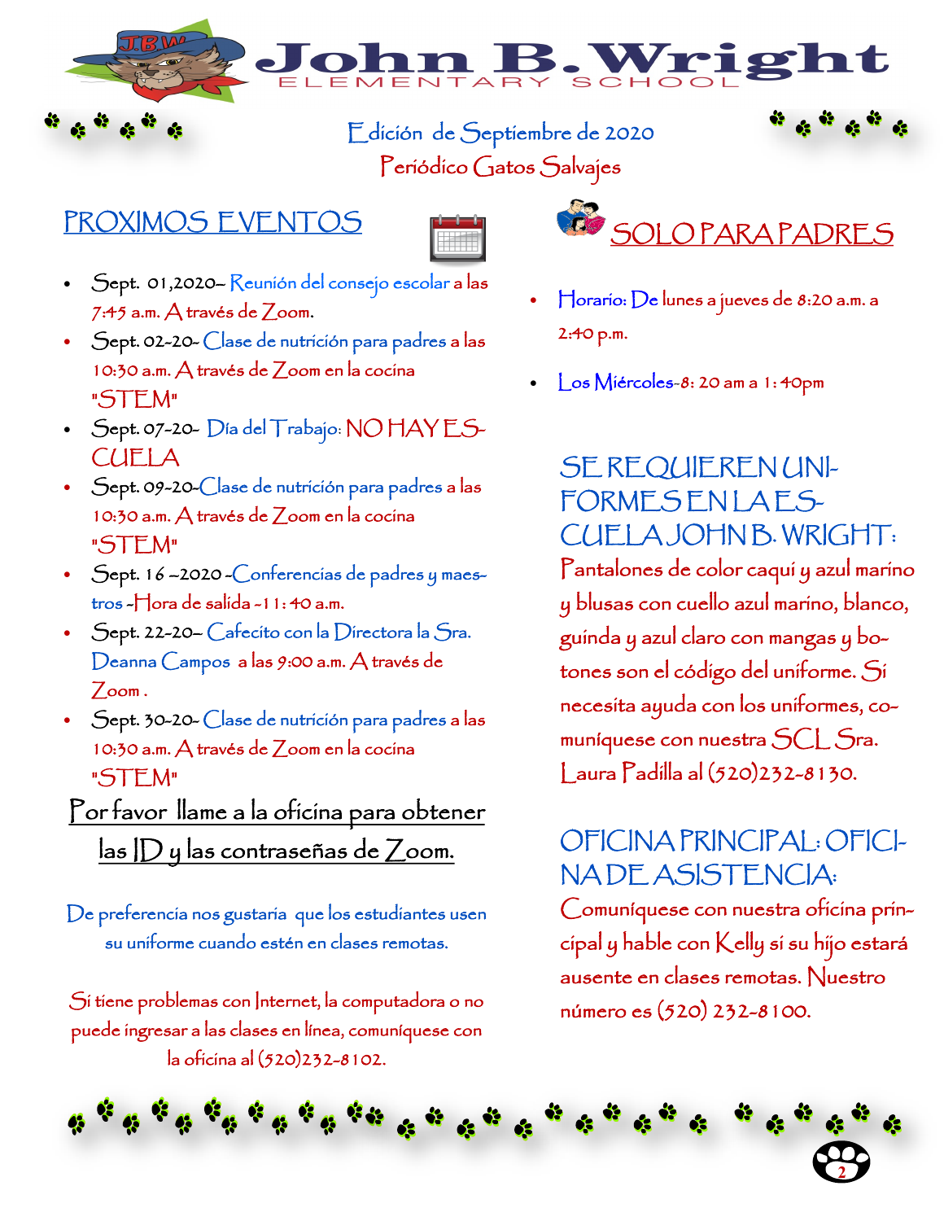# John B. Wright

ELEMENTARY SCHOOL

Edición de Septiembre de 2020

Periódico Gatos Salvajes

## PROXIMOS EVENTOS

- Sept. 01,2020– Reunión del consejo escolar a las 7:45 a.m. A través de Zoom.
- Sept. 02-20- Clase de nutrición para padres a las 10:30 a.m. A través de Zoom en la cocina "STEM"
- Sept. 07-20- Día del Trabajo: NO HAY ESCUELA
- Sept. 09-20-Clase de nutrición para padres a las 10:30 a.m. A través de Zoom en la cocina "STEM"
- Sept. 16 –2020 -Conferencias de padres y maestros -Hora de salida -11:40 a.m.
- Sept. 22-20– Cafecito con la Directora la Sra. Deanna Campos a las 9:00 a.m. A través de Zoom .
- Sept. 30-20- Clase de nutrición para padres a las 10:30 a.m. A través de Zoom en la cocina "STEM"

Por favor llame a la oficina para obtener las ID y las contraseñas de Zoom.

De preferencia nos gustaria que los estudiantes usen su uniforme cuando estén en clases remotas.

Si tiene problemas con Internet, la computadora o no puede ingresar a las clases en línea, comuníquese con la oficina al (520)232-8102.

## SOLO PARA PADRES

- Horario: De lunes a jueves de 8:20 a.m. a 2:40 p.m.
- Los Miércoles-8: 20 am a 1:40pm

## SE REQUIEREN UNIFORMES EN LA ESCUELA JOHN B. WRIGHT:

Pantalones de color caqui y azul marino y blusas con cuello azul marino, blanco, guinda y azul claro con mangas y botones son el código del uniforme. Si necesita ayuda con los uniformes, comuníquese con nuestra SCL Sra. Laura Padilla al (520)232-8130.

## OFICINA PRINCIPAL: OFICINA DE ASISTENCIA:

Comuníquese con nuestra oficina principal y hable con Kelly si su hijo estará ausente en clases remotas. Nuestro número es (520) 232-8100.